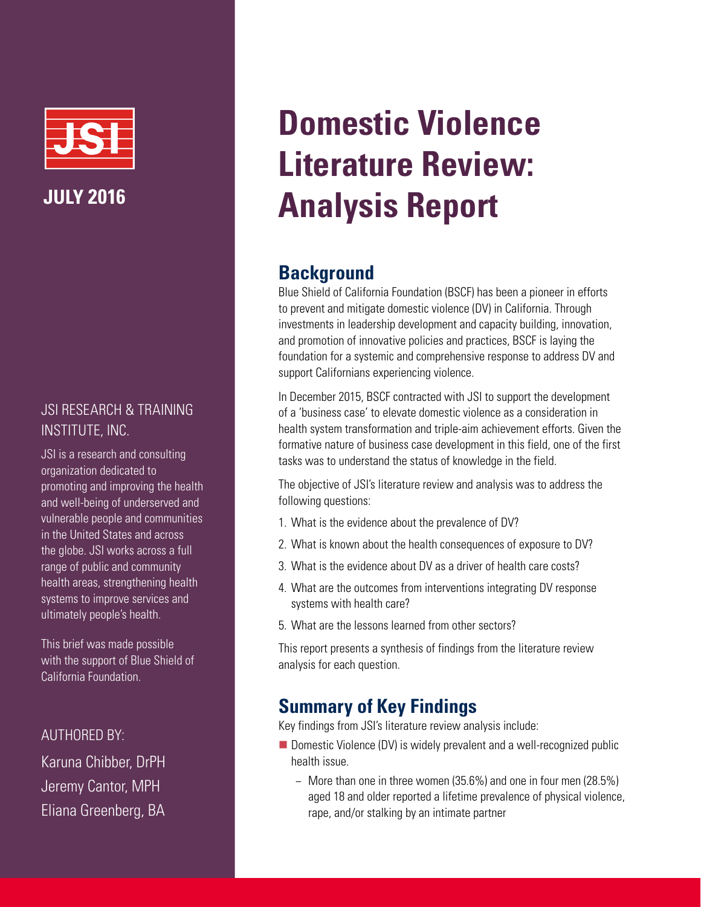JULY 2016

# Domestic Violence Literature Review: Analysis Report

## Background

Blue Shield of California Foundation (BSCF) has been a pioneer in efforts to prevent and mitigate domestic violence (DV) in California. Through investments in leadership development and capacity building, innovation, and promotion of innovative policies and practices, BSCF is laying the foundation for a systemic and comprehensive response to address DV and support Californians experiencing violence.

In December 2015, BSCF contracted with JSI to support the development of a 'business case' to elevate domestic violence as a consideration in health system transformation and triple-aim achievement efforts. Given the formative nature of business case development in this field, one of the first tasks was to understand the status of knowledge in the field.

The objective of JSI's literature review and analysis was to address the following questions:

1. What is the evidence about the prevalence of DV?
2. What is known about the health consequences of exposure to DV?
3. What is the evidence about DV as a driver of health care costs?
4. What are the outcomes from interventions integrating DV response systems with health care?
5. What are the lessons learned from other sectors?

This report presents a synthesis of findings from the literature review analysis for each question.

## Summary of Key Findings

Key findings from JSI's literature review analysis include:

- Domestic Violence (DV) is widely prevalent and a well-recognized public health issue.
  - More than one in three women (35.6%) and one in four men (28.5%) aged 18 and older reported a lifetime prevalence of physical violence, rape, and/or stalking by an intimate partner

### JSI RESEARCH & TRAINING INSTITUTE, INC.

JSI is a research and consulting organization dedicated to promoting and improving the health and well-being of underserved and vulnerable people and communities in the United States and across the globe. JSI works across a full range of public and community health areas, strengthening health systems to improve services and ultimately people's health.

This brief was made possible with the support of Blue Shield of California Foundation.

AUTHORED BY:

Karuna Chibber, DrPH
Jeremy Cantor, MPH
Eliana Greenberg, BA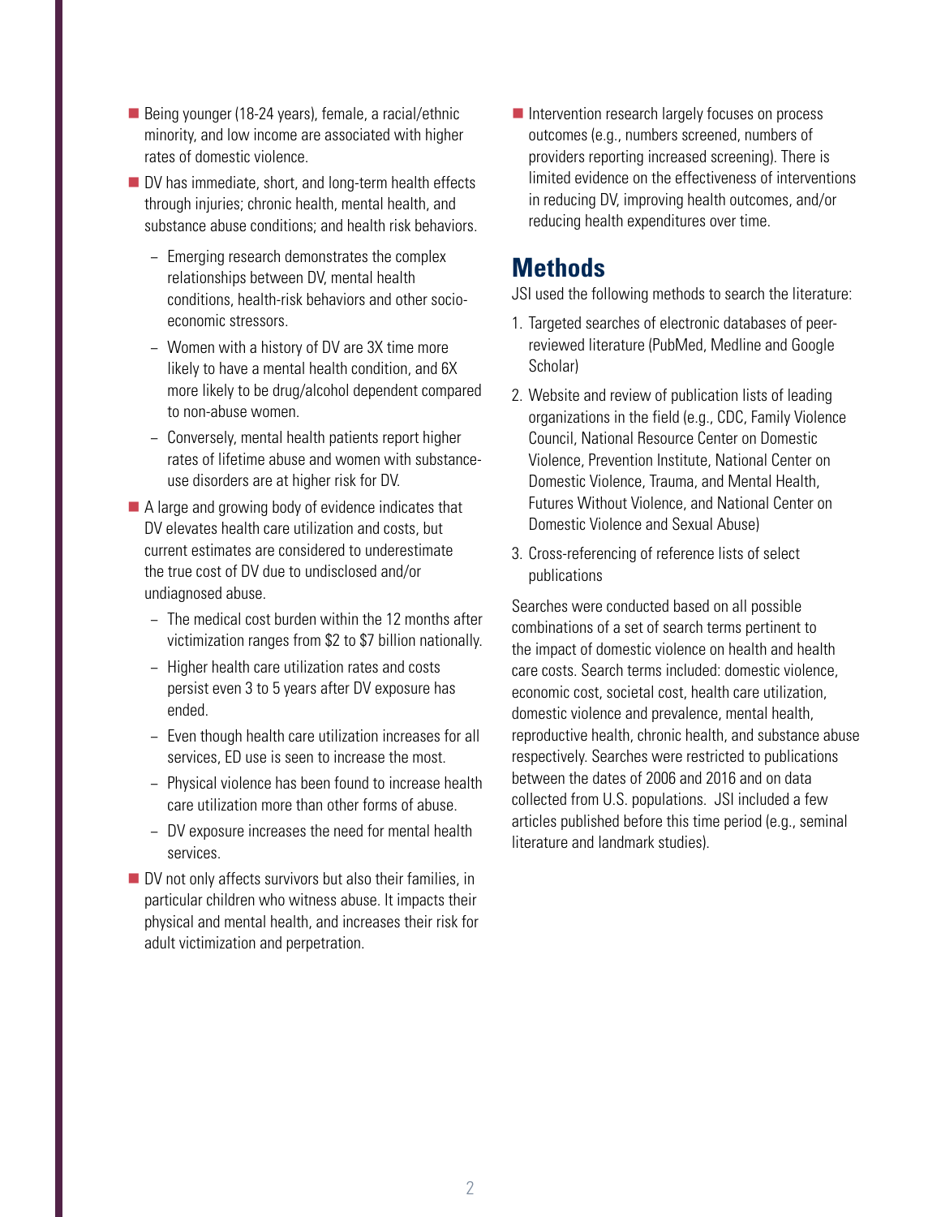- Being younger (18-24 years), female, a racial/ethnic minority, and low income are associated with higher rates of domestic violence.
- DV has immediate, short, and long-term health effects through injuries; chronic health, mental health, and substance abuse conditions; and health risk behaviors.
  - Emerging research demonstrates the complex relationships between DV, mental health conditions, health-risk behaviors and other socio-economic stressors.
  - Women with a history of DV are 3X time more likely to have a mental health condition, and 6X more likely to be drug/alcohol dependent compared to non-abuse women.
  - Conversely, mental health patients report higher rates of lifetime abuse and women with substance-use disorders are at higher risk for DV.
- A large and growing body of evidence indicates that DV elevates health care utilization and costs, but current estimates are considered to underestimate the true cost of DV due to undisclosed and/or undiagnosed abuse.
  - The medical cost burden within the 12 months after victimization ranges from $2 to $7 billion nationally.
  - Higher health care utilization rates and costs persist even 3 to 5 years after DV exposure has ended.
  - Even though health care utilization increases for all services, ED use is seen to increase the most.
  - Physical violence has been found to increase health care utilization more than other forms of abuse.
  - DV exposure increases the need for mental health services.
- DV not only affects survivors but also their families, in particular children who witness abuse. It impacts their physical and mental health, and increases their risk for adult victimization and perpetration.
- Intervention research largely focuses on process outcomes (e.g., numbers screened, numbers of providers reporting increased screening). There is limited evidence on the effectiveness of interventions in reducing DV, improving health outcomes, and/or reducing health expenditures over time.

## Methods

JSI used the following methods to search the literature:

1. Targeted searches of electronic databases of peer-reviewed literature (PubMed, Medline and Google Scholar)
2. Website and review of publication lists of leading organizations in the field (e.g., CDC, Family Violence Council, National Resource Center on Domestic Violence, Prevention Institute, National Center on Domestic Violence, Trauma, and Mental Health, Futures Without Violence, and National Center on Domestic Violence and Sexual Abuse)
3. Cross-referencing of reference lists of select publications

Searches were conducted based on all possible combinations of a set of search terms pertinent to the impact of domestic violence on health and health care costs. Search terms included: domestic violence, economic cost, societal cost, health care utilization, domestic violence and prevalence, mental health, reproductive health, chronic health, and substance abuse respectively. Searches were restricted to publications between the dates of 2006 and 2016 and on data collected from U.S. populations. JSI included a few articles published before this time period (e.g., seminal literature and landmark studies).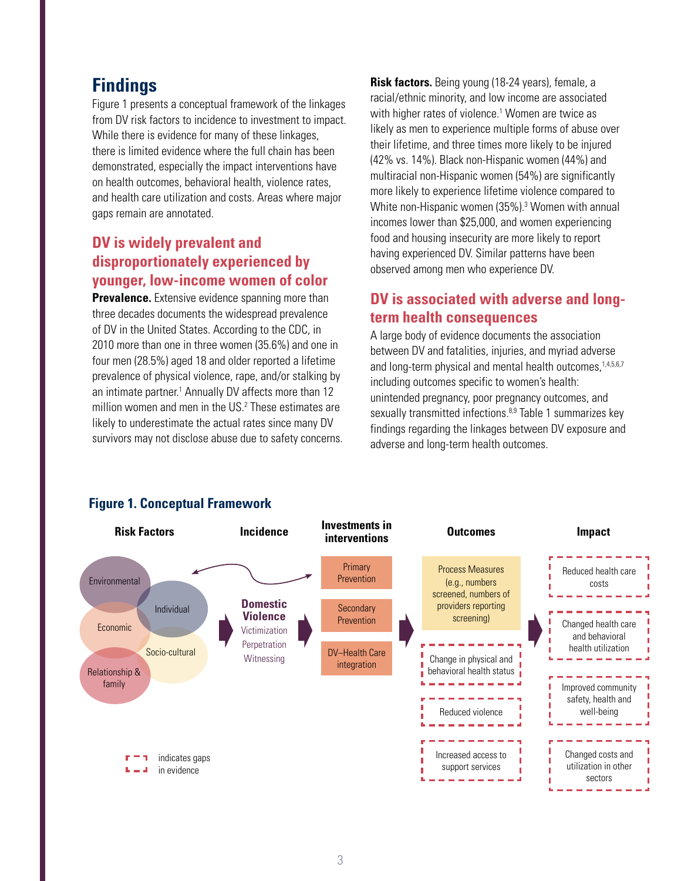## Findings

Figure 1 presents a conceptual framework of the linkages from DV risk factors to incidence to investment to impact. While there is evidence for many of these linkages, there is limited evidence where the full chain has been demonstrated, especially the impact interventions have on health outcomes, behavioral health, violence rates, and health care utilization and costs. Areas where major gaps remain are annotated.

### DV is widely prevalent and disproportionately experienced by younger, low-income women of color

**Prevalence.** Extensive evidence spanning more than three decades documents the widespread prevalence of DV in the United States. According to the CDC, in 2010 more than one in three women (35.6%) and one in four men (28.5%) aged 18 and older reported a lifetime prevalence of physical violence, rape, and/or stalking by an intimate partner.[1] Annually DV affects more than 12 million women and men in the US.[2] These estimates are likely to underestimate the actual rates since many DV survivors may not disclose abuse due to safety concerns.

**Risk factors.** Being young (18-24 years), female, a racial/ethnic minority, and low income are associated with higher rates of violence.[1] Women are twice as likely as men to experience multiple forms of abuse over their lifetime, and three times more likely to be injured (42% vs. 14%). Black non-Hispanic women (44%) and multiracial non-Hispanic women (54%) are significantly more likely to experience lifetime violence compared to White non-Hispanic women (35%).[3] Women with annual incomes lower than $25,000, and women experiencing food and housing insecurity are more likely to report having experienced DV. Similar patterns have been observed among men who experience DV.

### DV is associated with adverse and long-term health consequences

A large body of evidence documents the association between DV and fatalities, injuries, and myriad adverse and long-term physical and mental health outcomes,[1,4,5,6,7] including outcomes specific to women's health: unintended pregnancy, poor pregnancy outcomes, and sexually transmitted infections.[8,9] Table 1 summarizes key findings regarding the linkages between DV exposure and adverse and long-term health outcomes.

**Figure 1. Conceptual Framework**

| Risk Factors | Incidence | Investments in interventions | Outcomes | Impact |
|---|---|---|---|---|
| Environmental | **Domestic Violence** | Primary Prevention | Process Measures (e.g., numbers screened, numbers of providers reporting screening) | Reduced health care costs* |
| Individual | Victimization | Secondary Prevention | Change in physical and behavioral health status* | Changed health care and behavioral health utilization* |
| Economic | Perpetration | DV–Health Care integration | Reduced violence* | Improved community safety, health and well-being* |
| Socio-cultural | Witnessing | | Increased access to support services* | Changed costs and utilization in other sectors* |
| Relationship & family | | | | |

\* indicates gaps in evidence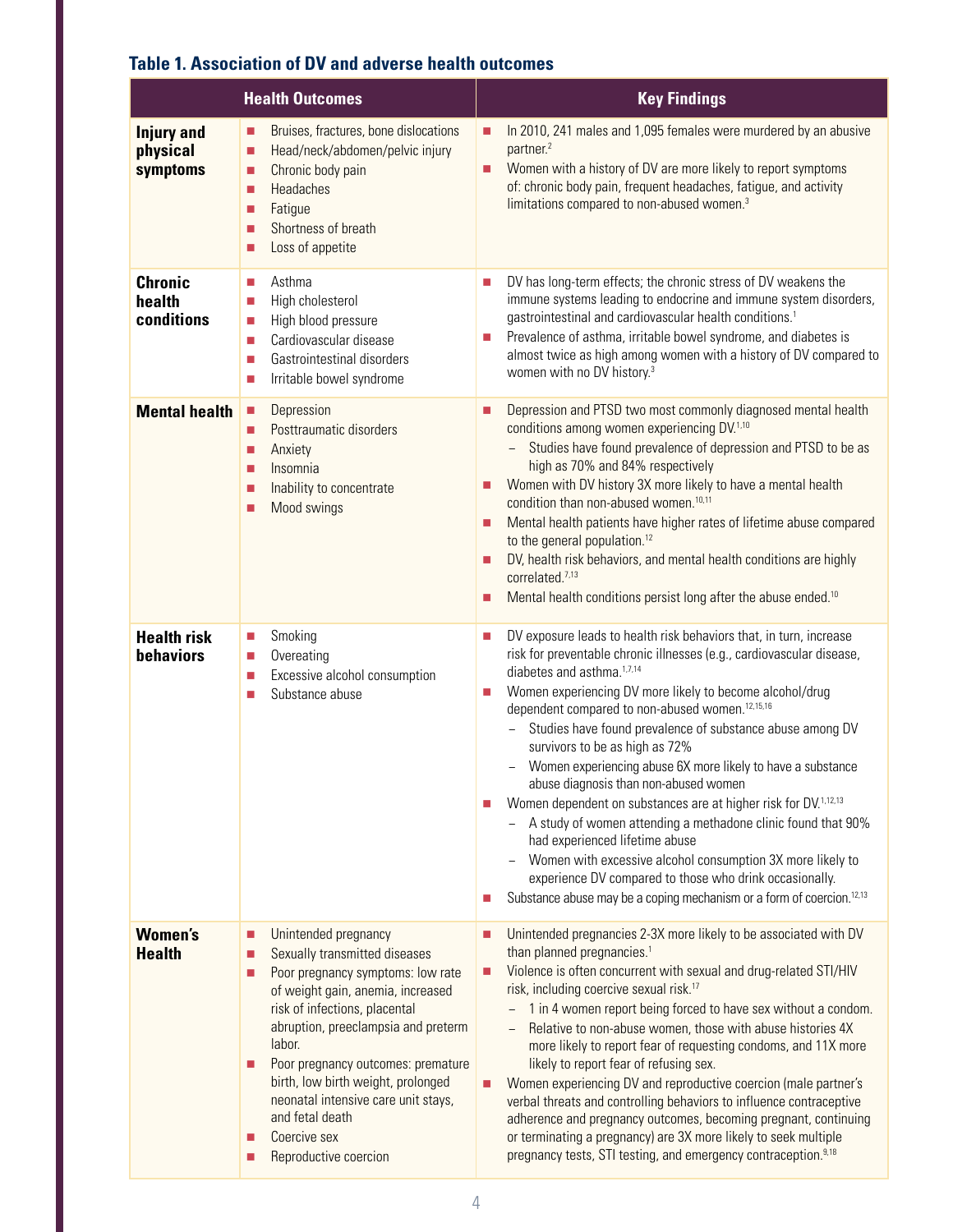### Table 1. Association of DV and adverse health outcomes

| Health Outcomes | | Key Findings |
|---|---|---|
| **Injury and physical symptoms** | ■ Bruises, fractures, bone dislocations<br>■ Head/neck/abdomen/pelvic injury<br>■ Chronic body pain<br>■ Headaches<br>■ Fatigue<br>■ Shortness of breath<br>■ Loss of appetite | ■ In 2010, 241 males and 1,095 females were murdered by an abusive partner.[2]<br>■ Women with a history of DV are more likely to report symptoms of: chronic body pain, frequent headaches, fatigue, and activity limitations compared to non-abused women.[3] |
| **Chronic health conditions** | ■ Asthma<br>■ High cholesterol<br>■ High blood pressure<br>■ Cardiovascular disease<br>■ Gastrointestinal disorders<br>■ Irritable bowel syndrome | ■ DV has long-term effects; the chronic stress of DV weakens the immune systems leading to endocrine and immune system disorders, gastrointestinal and cardiovascular health conditions.[1]<br>■ Prevalence of asthma, irritable bowel syndrome, and diabetes is almost twice as high among women with a history of DV compared to women with no DV history.[3] |
| **Mental health** | ■ Depression<br>■ Posttraumatic disorders<br>■ Anxiety<br>■ Insomnia<br>■ Inability to concentrate<br>■ Mood swings | ■ Depression and PTSD two most commonly diagnosed mental health conditions among women experiencing DV.[1,10]<br>– Studies have found prevalence of depression and PTSD to be as high as 70% and 84% respectively<br>■ Women with DV history 3X more likely to have a mental health condition than non-abused women.[10,11]<br>■ Mental health patients have higher rates of lifetime abuse compared to the general population.[12]<br>■ DV, health risk behaviors, and mental health conditions are highly correlated.[7,13]<br>■ Mental health conditions persist long after the abuse ended.[10] |
| **Health risk behaviors** | ■ Smoking<br>■ Overeating<br>■ Excessive alcohol consumption<br>■ Substance abuse | ■ DV exposure leads to health risk behaviors that, in turn, increase risk for preventable chronic illnesses (e.g., cardiovascular disease, diabetes and asthma.[1,7,14]<br>■ Women experiencing DV more likely to become alcohol/drug dependent compared to non-abused women.[12,15,16]<br>– Studies have found prevalence of substance abuse among DV survivors to be as high as 72%<br>– Women experiencing abuse 6X more likely to have a substance abuse diagnosis than non-abused women<br>■ Women dependent on substances are at higher risk for DV.[1,12,13]<br>– A study of women attending a methadone clinic found that 90% had experienced lifetime abuse<br>– Women with excessive alcohol consumption 3X more likely to experience DV compared to those who drink occasionally.<br>■ Substance abuse may be a coping mechanism or a form of coercion.[12,13] |
| **Women's Health** | ■ Unintended pregnancy<br>■ Sexually transmitted diseases<br>■ Poor pregnancy symptoms: low rate of weight gain, anemia, increased risk of infections, placental abruption, preeclampsia and preterm labor.<br>■ Poor pregnancy outcomes: premature birth, low birth weight, prolonged neonatal intensive care unit stays, and fetal death<br>■ Coercive sex<br>■ Reproductive coercion | ■ Unintended pregnancies 2-3X more likely to be associated with DV than planned pregnancies.[1]<br>■ Violence is often concurrent with sexual and drug-related STI/HIV risk, including coercive sexual risk.[17]<br>– 1 in 4 women report being forced to have sex without a condom.<br>– Relative to non-abuse women, those with abuse histories 4X more likely to report fear of requesting condoms, and 11X more likely to report fear of refusing sex.<br>■ Women experiencing DV and reproductive coercion (male partner's verbal threats and controlling behaviors to influence contraceptive adherence and pregnancy outcomes, becoming pregnant, continuing or terminating a pregnancy) are 3X more likely to seek multiple pregnancy tests, STI testing, and emergency contraception.[9,18] |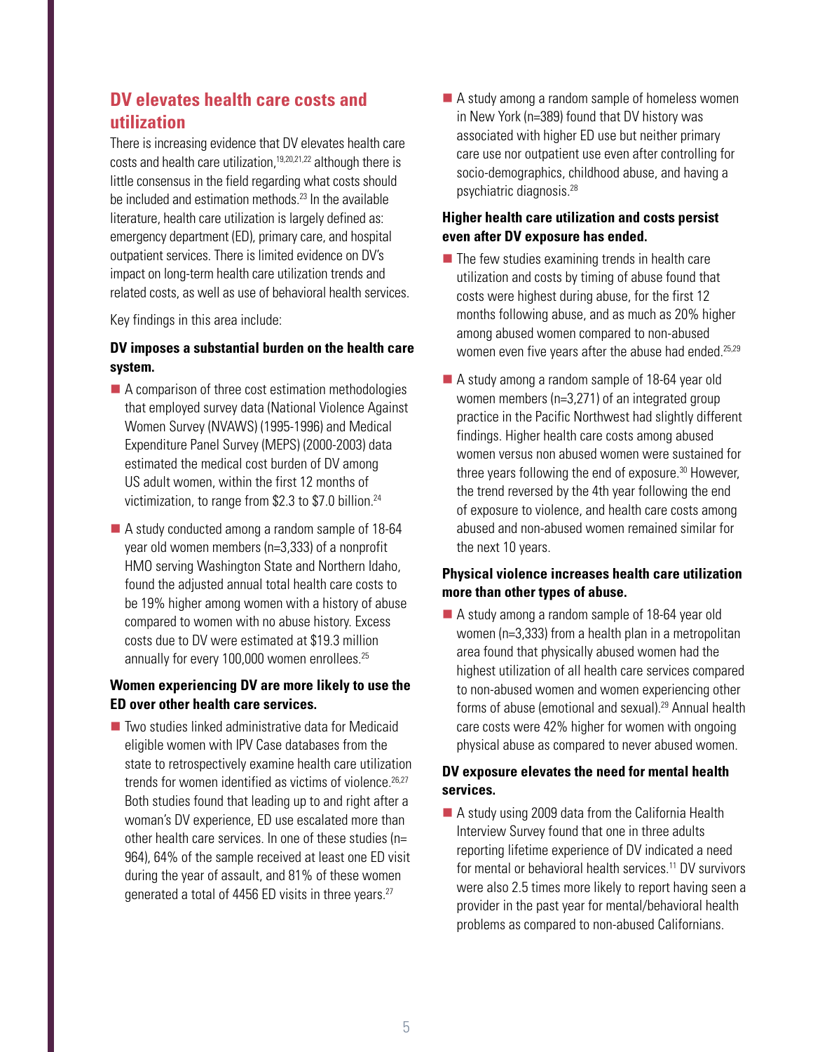## DV elevates health care costs and utilization

There is increasing evidence that DV elevates health care costs and health care utilization,[19,20,21,22] although there is little consensus in the field regarding what costs should be included and estimation methods.[23] In the available literature, health care utilization is largely defined as: emergency department (ED), primary care, and hospital outpatient services. There is limited evidence on DV's impact on long-term health care utilization trends and related costs, as well as use of behavioral health services.

Key findings in this area include:

**DV imposes a substantial burden on the health care system.**

- A comparison of three cost estimation methodologies that employed survey data (National Violence Against Women Survey (NVAWS) (1995-1996) and Medical Expenditure Panel Survey (MEPS) (2000-2003) data estimated the medical cost burden of DV among US adult women, within the first 12 months of victimization, to range from $2.3 to $7.0 billion.[24]
- A study conducted among a random sample of 18-64 year old women members (n=3,333) of a nonprofit HMO serving Washington State and Northern Idaho, found the adjusted annual total health care costs to be 19% higher among women with a history of abuse compared to women with no abuse history. Excess costs due to DV were estimated at $19.3 million annually for every 100,000 women enrollees.[25]

**Women experiencing DV are more likely to use the ED over other health care services.**

- Two studies linked administrative data for Medicaid eligible women with IPV Case databases from the state to retrospectively examine health care utilization trends for women identified as victims of violence.[26,27] Both studies found that leading up to and right after a woman's DV experience, ED use escalated more than other health care services. In one of these studies (n= 964), 64% of the sample received at least one ED visit during the year of assault, and 81% of these women generated a total of 4456 ED visits in three years.[27]
- A study among a random sample of homeless women in New York (n=389) found that DV history was associated with higher ED use but neither primary care use nor outpatient use even after controlling for socio-demographics, childhood abuse, and having a psychiatric diagnosis.[28]

**Higher health care utilization and costs persist even after DV exposure has ended.**

- The few studies examining trends in health care utilization and costs by timing of abuse found that costs were highest during abuse, for the first 12 months following abuse, and as much as 20% higher among abused women compared to non-abused women even five years after the abuse had ended.[25,29]
- A study among a random sample of 18-64 year old women members (n=3,271) of an integrated group practice in the Pacific Northwest had slightly different findings. Higher health care costs among abused women versus non abused women were sustained for three years following the end of exposure.[30] However, the trend reversed by the 4th year following the end of exposure to violence, and health care costs among abused and non-abused women remained similar for the next 10 years.

**Physical violence increases health care utilization more than other types of abuse.**

- A study among a random sample of 18-64 year old women (n=3,333) from a health plan in a metropolitan area found that physically abused women had the highest utilization of all health care services compared to non-abused women and women experiencing other forms of abuse (emotional and sexual).[29] Annual health care costs were 42% higher for women with ongoing physical abuse as compared to never abused women.

**DV exposure elevates the need for mental health services.**

- A study using 2009 data from the California Health Interview Survey found that one in three adults reporting lifetime experience of DV indicated a need for mental or behavioral health services.[11] DV survivors were also 2.5 times more likely to report having seen a provider in the past year for mental/behavioral health problems as compared to non-abused Californians.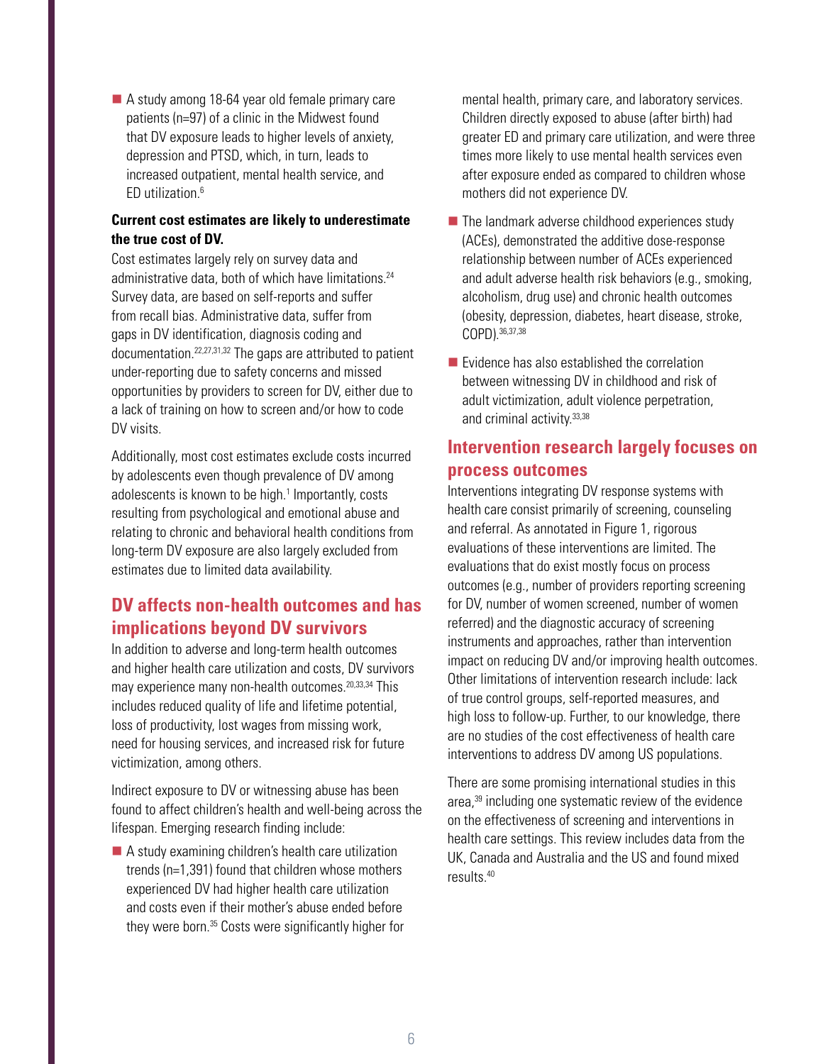- A study among 18-64 year old female primary care patients (n=97) of a clinic in the Midwest found that DV exposure leads to higher levels of anxiety, depression and PTSD, which, in turn, leads to increased outpatient, mental health service, and ED utilization.[6]

**Current cost estimates are likely to underestimate the true cost of DV.**

Cost estimates largely rely on survey data and administrative data, both of which have limitations.[24] Survey data, are based on self-reports and suffer from recall bias. Administrative data, suffer from gaps in DV identification, diagnosis coding and documentation.[22,27,31,32] The gaps are attributed to patient under-reporting due to safety concerns and missed opportunities by providers to screen for DV, either due to a lack of training on how to screen and/or how to code DV visits.

Additionally, most cost estimates exclude costs incurred by adolescents even though prevalence of DV among adolescents is known to be high.[1] Importantly, costs resulting from psychological and emotional abuse and relating to chronic and behavioral health conditions from long-term DV exposure are also largely excluded from estimates due to limited data availability.

## DV affects non-health outcomes and has implications beyond DV survivors

In addition to adverse and long-term health outcomes and higher health care utilization and costs, DV survivors may experience many non-health outcomes.[20,33,34] This includes reduced quality of life and lifetime potential, loss of productivity, lost wages from missing work, need for housing services, and increased risk for future victimization, among others.

Indirect exposure to DV or witnessing abuse has been found to affect children's health and well-being across the lifespan. Emerging research finding include:

- A study examining children's health care utilization trends (n=1,391) found that children whose mothers experienced DV had higher health care utilization and costs even if their mother's abuse ended before they were born.[35] Costs were significantly higher for mental health, primary care, and laboratory services. Children directly exposed to abuse (after birth) had greater ED and primary care utilization, and were three times more likely to use mental health services even after exposure ended as compared to children whose mothers did not experience DV.
- The landmark adverse childhood experiences study (ACEs), demonstrated the additive dose-response relationship between number of ACEs experienced and adult adverse health risk behaviors (e.g., smoking, alcoholism, drug use) and chronic health outcomes (obesity, depression, diabetes, heart disease, stroke, COPD).[36,37,38]
- Evidence has also established the correlation between witnessing DV in childhood and risk of adult victimization, adult violence perpetration, and criminal activity.[33,38]

## Intervention research largely focuses on process outcomes

Interventions integrating DV response systems with health care consist primarily of screening, counseling and referral. As annotated in Figure 1, rigorous evaluations of these interventions are limited. The evaluations that do exist mostly focus on process outcomes (e.g., number of providers reporting screening for DV, number of women screened, number of women referred) and the diagnostic accuracy of screening instruments and approaches, rather than intervention impact on reducing DV and/or improving health outcomes. Other limitations of intervention research include: lack of true control groups, self-reported measures, and high loss to follow-up. Further, to our knowledge, there are no studies of the cost effectiveness of health care interventions to address DV among US populations.

There are some promising international studies in this area,[39] including one systematic review of the evidence on the effectiveness of screening and interventions in health care settings. This review includes data from the UK, Canada and Australia and the US and found mixed results.[40]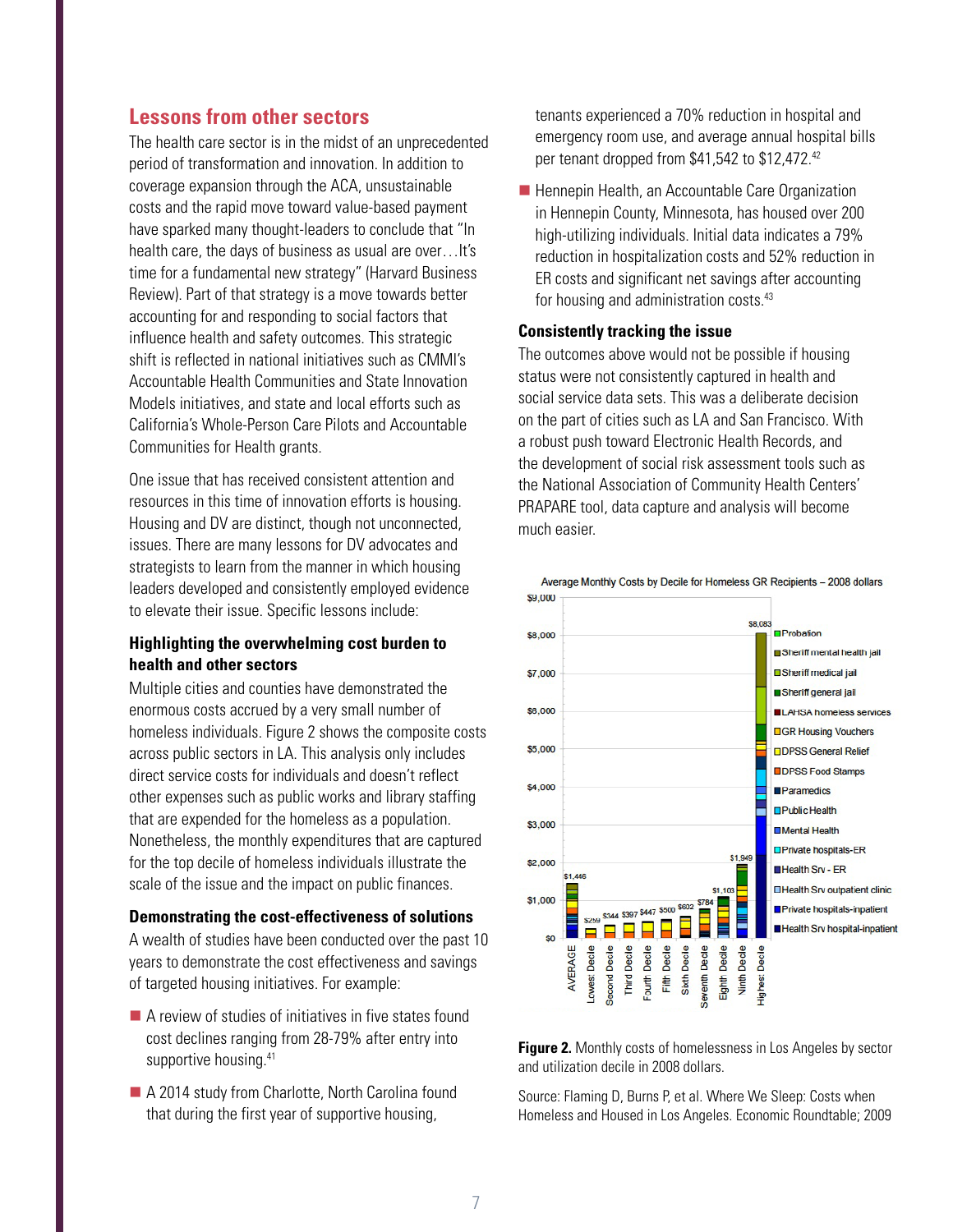## Lessons from other sectors

The health care sector is in the midst of an unprecedented period of transformation and innovation. In addition to coverage expansion through the ACA, unsustainable costs and the rapid move toward value-based payment have sparked many thought-leaders to conclude that "In health care, the days of business as usual are over…It's time for a fundamental new strategy" (Harvard Business Review). Part of that strategy is a move towards better accounting for and responding to social factors that influence health and safety outcomes. This strategic shift is reflected in national initiatives such as CMMI's Accountable Health Communities and State Innovation Models initiatives, and state and local efforts such as California's Whole-Person Care Pilots and Accountable Communities for Health grants.

One issue that has received consistent attention and resources in this time of innovation efforts is housing. Housing and DV are distinct, though not unconnected, issues. There are many lessons for DV advocates and strategists to learn from the manner in which housing leaders developed and consistently employed evidence to elevate their issue. Specific lessons include:

### Highlighting the overwhelming cost burden to health and other sectors

Multiple cities and counties have demonstrated the enormous costs accrued by a very small number of homeless individuals. Figure 2 shows the composite costs across public sectors in LA. This analysis only includes direct service costs for individuals and doesn't reflect other expenses such as public works and library staffing that are expended for the homeless as a population. Nonetheless, the monthly expenditures that are captured for the top decile of homeless individuals illustrate the scale of the issue and the impact on public finances.

### Demonstrating the cost-effectiveness of solutions

A wealth of studies have been conducted over the past 10 years to demonstrate the cost effectiveness and savings of targeted housing initiatives. For example:

- A review of studies of initiatives in five states found cost declines ranging from 28-79% after entry into supportive housing.[41]
- A 2014 study from Charlotte, North Carolina found that during the first year of supportive housing, tenants experienced a 70% reduction in hospital and emergency room use, and average annual hospital bills per tenant dropped from $41,542 to $12,472.[42]
- Hennepin Health, an Accountable Care Organization in Hennepin County, Minnesota, has housed over 200 high-utilizing individuals. Initial data indicates a 79% reduction in hospitalization costs and 52% reduction in ER costs and significant net savings after accounting for housing and administration costs.[43]

### Consistently tracking the issue

The outcomes above would not be possible if housing status were not consistently captured in health and social service data sets. This was a deliberate decision on the part of cities such as LA and San Francisco. With a robust push toward Electronic Health Records, and the development of social risk assessment tools such as the National Association of Community Health Centers' PRAPARE tool, data capture and analysis will become much easier.

Average Monthly Costs by Decile for Homeless GR Recipients – 2008 dollars

| Decile | Average Monthly Cost |
|---|---|
| AVERAGE | $1,446 |
| Lowest Decile | $259 |
| Second Decile | $344 |
| Third Decile | $397 |
| Fourth Decile | $447 |
| Fifth Decile | $500 |
| Sixth Decile | $602 |
| Seventh Decile | $784 |
| Eighth Decile | $1,103 |
| Ninth Decile | $1,949 |
| Highest Decile | $8,083 |

Cost categories: Probation; Sheriff mental health jail; Sheriff medical jail; Sheriff general jail; LAHSA homeless services; GR Housing Vouchers; DPSS General Relief; DPSS Food Stamps; Paramedics; Public Health; Mental Health; Private hospitals-ER; Health Srv - ER; Health Srv outpatient clinic; Private hospitals-inpatient; Health Srv hospital-inpatient

**Figure 2.** Monthly costs of homelessness in Los Angeles by sector and utilization decile in 2008 dollars.

Source: Flaming D, Burns P, et al. Where We Sleep: Costs when Homeless and Housed in Los Angeles. Economic Roundtable; 2009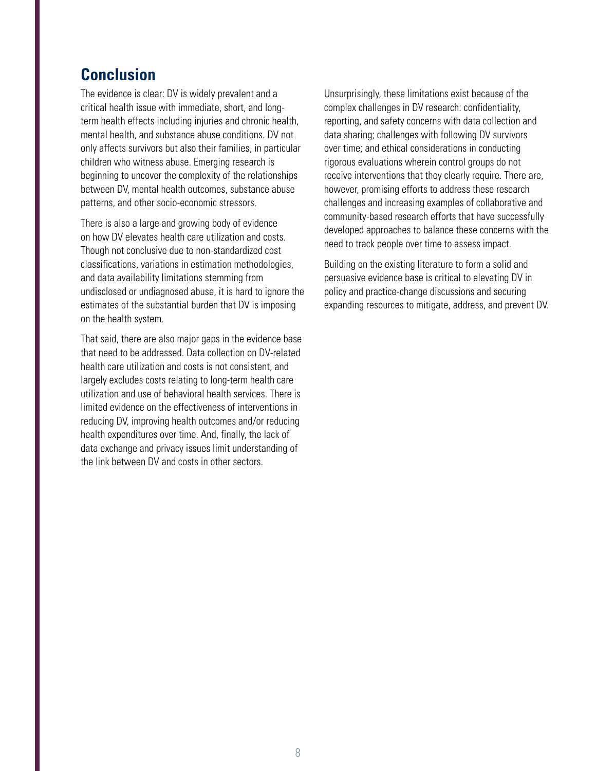## Conclusion

The evidence is clear: DV is widely prevalent and a critical health issue with immediate, short, and long-term health effects including injuries and chronic health, mental health, and substance abuse conditions. DV not only affects survivors but also their families, in particular children who witness abuse. Emerging research is beginning to uncover the complexity of the relationships between DV, mental health outcomes, substance abuse patterns, and other socio-economic stressors.

There is also a large and growing body of evidence on how DV elevates health care utilization and costs. Though not conclusive due to non-standardized cost classifications, variations in estimation methodologies, and data availability limitations stemming from undisclosed or undiagnosed abuse, it is hard to ignore the estimates of the substantial burden that DV is imposing on the health system.

That said, there are also major gaps in the evidence base that need to be addressed. Data collection on DV-related health care utilization and costs is not consistent, and largely excludes costs relating to long-term health care utilization and use of behavioral health services. There is limited evidence on the effectiveness of interventions in reducing DV, improving health outcomes and/or reducing health expenditures over time. And, finally, the lack of data exchange and privacy issues limit understanding of the link between DV and costs in other sectors.

Unsurprisingly, these limitations exist because of the complex challenges in DV research: confidentiality, reporting, and safety concerns with data collection and data sharing; challenges with following DV survivors over time; and ethical considerations in conducting rigorous evaluations wherein control groups do not receive interventions that they clearly require. There are, however, promising efforts to address these research challenges and increasing examples of collaborative and community-based research efforts that have successfully developed approaches to balance these concerns with the need to track people over time to assess impact.

Building on the existing literature to form a solid and persuasive evidence base is critical to elevating DV in policy and practice-change discussions and securing expanding resources to mitigate, address, and prevent DV.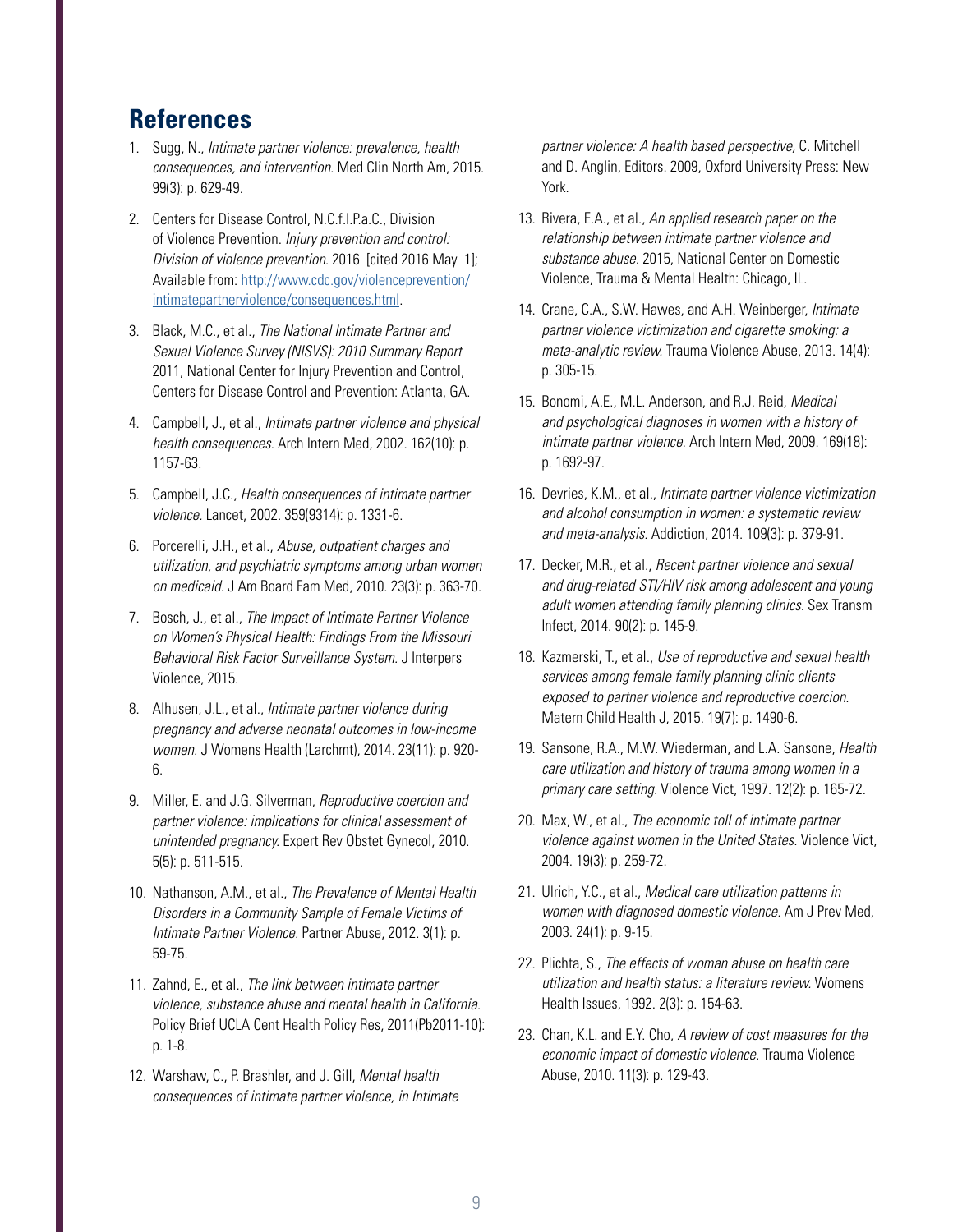## References

1. Sugg, N., *Intimate partner violence: prevalence, health consequences, and intervention.* Med Clin North Am, 2015. 99(3): p. 629-49.
2. Centers for Disease Control, N.C.f.I.P.a.C., Division of Violence Prevention. *Injury prevention and control: Division of violence prevention.* 2016 [cited 2016 May 1]; Available from: http://www.cdc.gov/violenceprevention/intimatepartnerviolence/consequences.html.
3. Black, M.C., et al., *The National Intimate Partner and Sexual Violence Survey (NISVS): 2010 Summary Report* 2011, National Center for Injury Prevention and Control, Centers for Disease Control and Prevention: Atlanta, GA.
4. Campbell, J., et al., *Intimate partner violence and physical health consequences.* Arch Intern Med, 2002. 162(10): p. 1157-63.
5. Campbell, J.C., *Health consequences of intimate partner violence.* Lancet, 2002. 359(9314): p. 1331-6.
6. Porcerelli, J.H., et al., *Abuse, outpatient charges and utilization, and psychiatric symptoms among urban women on medicaid.* J Am Board Fam Med, 2010. 23(3): p. 363-70.
7. Bosch, J., et al., *The Impact of Intimate Partner Violence on Women's Physical Health: Findings From the Missouri Behavioral Risk Factor Surveillance System.* J Interpers Violence, 2015.
8. Alhusen, J.L., et al., *Intimate partner violence during pregnancy and adverse neonatal outcomes in low-income women.* J Womens Health (Larchmt), 2014. 23(11): p. 920-6.
9. Miller, E. and J.G. Silverman, *Reproductive coercion and partner violence: implications for clinical assessment of unintended pregnancy.* Expert Rev Obstet Gynecol, 2010. 5(5): p. 511-515.
10. Nathanson, A.M., et al., *The Prevalence of Mental Health Disorders in a Community Sample of Female Victims of Intimate Partner Violence.* Partner Abuse, 2012. 3(1): p. 59-75.
11. Zahnd, E., et al., *The link between intimate partner violence, substance abuse and mental health in California.* Policy Brief UCLA Cent Health Policy Res, 2011(Pb2011-10): p. 1-8.
12. Warshaw, C., P. Brashler, and J. Gill, *Mental health consequences of intimate partner violence, in Intimate partner violence: A health based perspective,* C. Mitchell and D. Anglin, Editors. 2009, Oxford University Press: New York.
13. Rivera, E.A., et al., *An applied research paper on the relationship between intimate partner violence and substance abuse.* 2015, National Center on Domestic Violence, Trauma & Mental Health: Chicago, IL.
14. Crane, C.A., S.W. Hawes, and A.H. Weinberger, *Intimate partner violence victimization and cigarette smoking: a meta-analytic review.* Trauma Violence Abuse, 2013. 14(4): p. 305-15.
15. Bonomi, A.E., M.L. Anderson, and R.J. Reid, *Medical and psychological diagnoses in women with a history of intimate partner violence.* Arch Intern Med, 2009. 169(18): p. 1692-97.
16. Devries, K.M., et al., *Intimate partner violence victimization and alcohol consumption in women: a systematic review and meta-analysis.* Addiction, 2014. 109(3): p. 379-91.
17. Decker, M.R., et al., *Recent partner violence and sexual and drug-related STI/HIV risk among adolescent and young adult women attending family planning clinics.* Sex Transm Infect, 2014. 90(2): p. 145-9.
18. Kazmerski, T., et al., *Use of reproductive and sexual health services among female family planning clinic clients exposed to partner violence and reproductive coercion.* Matern Child Health J, 2015. 19(7): p. 1490-6.
19. Sansone, R.A., M.W. Wiederman, and L.A. Sansone, *Health care utilization and history of trauma among women in a primary care setting.* Violence Vict, 1997. 12(2): p. 165-72.
20. Max, W., et al., *The economic toll of intimate partner violence against women in the United States.* Violence Vict, 2004. 19(3): p. 259-72.
21. Ulrich, Y.C., et al., *Medical care utilization patterns in women with diagnosed domestic violence.* Am J Prev Med, 2003. 24(1): p. 9-15.
22. Plichta, S., *The effects of woman abuse on health care utilization and health status: a literature review.* Womens Health Issues, 1992. 2(3): p. 154-63.
23. Chan, K.L. and E.Y. Cho, *A review of cost measures for the economic impact of domestic violence.* Trauma Violence Abuse, 2010. 11(3): p. 129-43.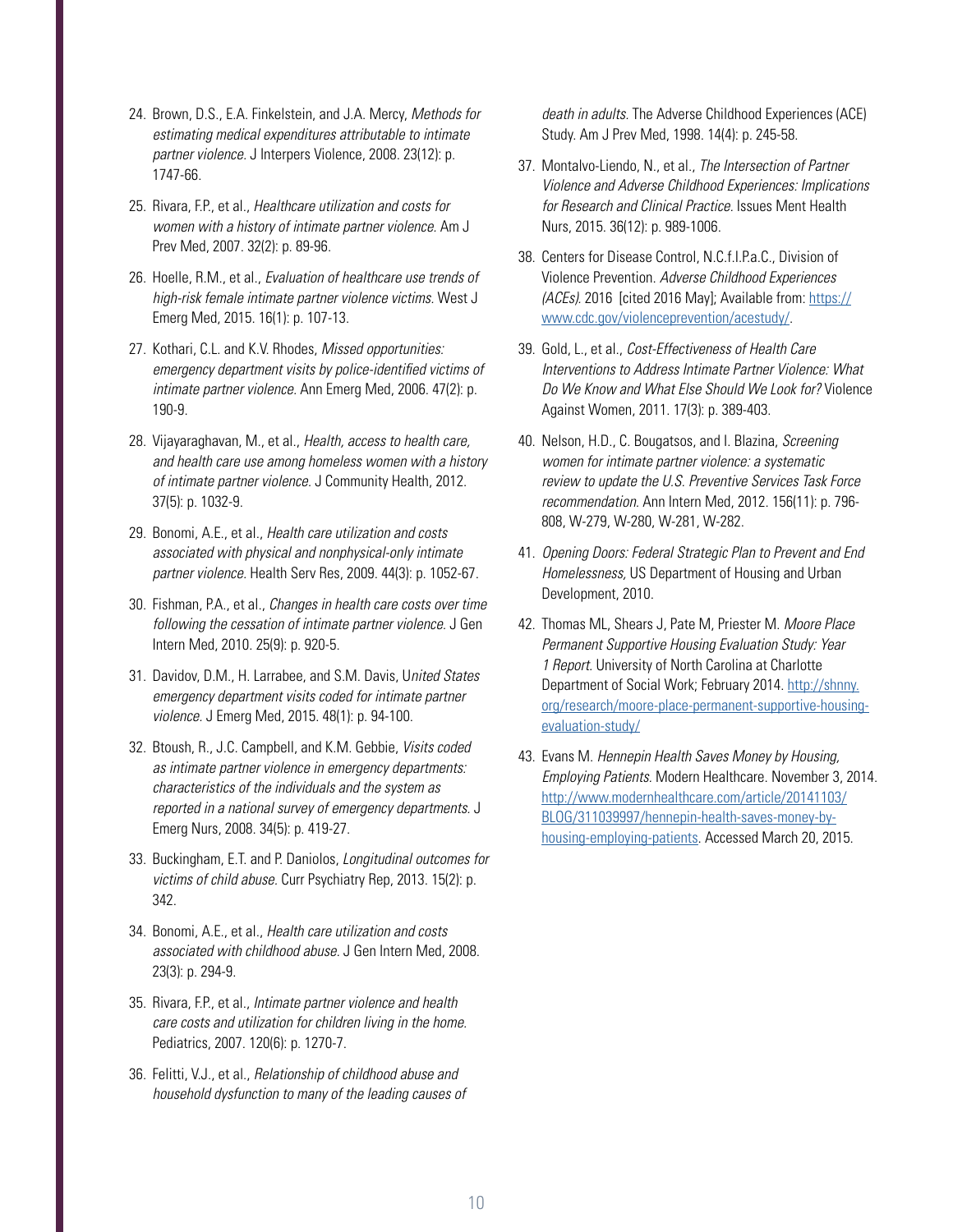24. Brown, D.S., E.A. Finkelstein, and J.A. Mercy, *Methods for estimating medical expenditures attributable to intimate partner violence.* J Interpers Violence, 2008. 23(12): p. 1747-66.

25. Rivara, F.P., et al., *Healthcare utilization and costs for women with a history of intimate partner violence.* Am J Prev Med, 2007. 32(2): p. 89-96.

26. Hoelle, R.M., et al., *Evaluation of healthcare use trends of high-risk female intimate partner violence victims.* West J Emerg Med, 2015. 16(1): p. 107-13.

27. Kothari, C.L. and K.V. Rhodes, *Missed opportunities: emergency department visits by police-identified victims of intimate partner violence.* Ann Emerg Med, 2006. 47(2): p. 190-9.

28. Vijayaraghavan, M., et al., *Health, access to health care, and health care use among homeless women with a history of intimate partner violence.* J Community Health, 2012. 37(5): p. 1032-9.

29. Bonomi, A.E., et al., *Health care utilization and costs associated with physical and nonphysical-only intimate partner violence.* Health Serv Res, 2009. 44(3): p. 1052-67.

30. Fishman, P.A., et al., *Changes in health care costs over time following the cessation of intimate partner violence.* J Gen Intern Med, 2010. 25(9): p. 920-5.

31. Davidov, D.M., H. Larrabee, and S.M. Davis, U*nited States emergency department visits coded for intimate partner violence.* J Emerg Med, 2015. 48(1): p. 94-100.

32. Btoush, R., J.C. Campbell, and K.M. Gebbie, *Visits coded as intimate partner violence in emergency departments: characteristics of the individuals and the system as reported in a national survey of emergency departments.* J Emerg Nurs, 2008. 34(5): p. 419-27.

33. Buckingham, E.T. and P. Daniolos, *Longitudinal outcomes for victims of child abuse.* Curr Psychiatry Rep, 2013. 15(2): p. 342.

34. Bonomi, A.E., et al., *Health care utilization and costs associated with childhood abuse.* J Gen Intern Med, 2008. 23(3): p. 294-9.

35. Rivara, F.P., et al., *Intimate partner violence and health care costs and utilization for children living in the home.* Pediatrics, 2007. 120(6): p. 1270-7.

36. Felitti, V.J., et al., *Relationship of childhood abuse and household dysfunction to many of the leading causes of death in adults.* The Adverse Childhood Experiences (ACE) Study. Am J Prev Med, 1998. 14(4): p. 245-58.

37. Montalvo-Liendo, N., et al., *The Intersection of Partner Violence and Adverse Childhood Experiences: Implications for Research and Clinical Practice.* Issues Ment Health Nurs, 2015. 36(12): p. 989-1006.

38. Centers for Disease Control, N.C.f.I.P.a.C., Division of Violence Prevention. *Adverse Childhood Experiences (ACEs).* 2016 [cited 2016 May]; Available from: https://www.cdc.gov/violenceprevention/acestudy/.

39. Gold, L., et al., *Cost-Effectiveness of Health Care Interventions to Address Intimate Partner Violence: What Do We Know and What Else Should We Look for?* Violence Against Women, 2011. 17(3): p. 389-403.

40. Nelson, H.D., C. Bougatsos, and I. Blazina, *Screening women for intimate partner violence: a systematic review to update the U.S. Preventive Services Task Force recommendation.* Ann Intern Med, 2012. 156(11): p. 796-808, W-279, W-280, W-281, W-282.

41. *Opening Doors: Federal Strategic Plan to Prevent and End Homelessness,* US Department of Housing and Urban Development, 2010.

42. Thomas ML, Shears J, Pate M, Priester M. *Moore Place Permanent Supportive Housing Evaluation Study: Year 1 Report.* University of North Carolina at Charlotte Department of Social Work; February 2014. http://shnny.org/research/moore-place-permanent-supportive-housing-evaluation-study/

43. Evans M. *Hennepin Health Saves Money by Housing, Employing Patients.* Modern Healthcare. November 3, 2014. http://www.modernhealthcare.com/article/20141103/BLOG/311039997/hennepin-health-saves-money-by-housing-employing-patients. Accessed March 20, 2015.